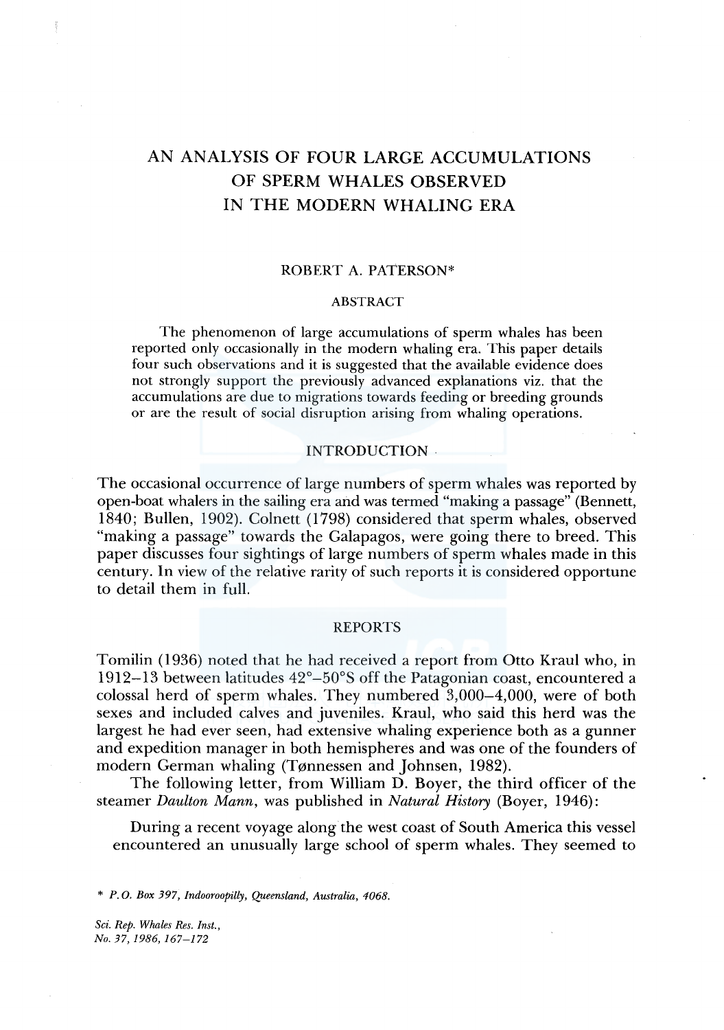# AN ANALYSIS OF FOUR LARGE ACCUMULATIONS OF SPERM WHALES OBSERVED IN THE MODERN WHALING ERA

ROBERT A. PATERSON*

## ABSTRACT

The phenomenon of large accumulations of sperm whales has been reported only occasionally in the modern whaling era. This paper details four such observations and it is suggested that the available evidence does not strongly support the previously advanced explanations viz. that the accumulations are due to migrations towards feeding or breeding grounds or are the result of social disruption arising from whaling operations.

## INTRODUCTION

The occasional occurrence of large numbers of sperm whales was reported by open-boat whalers in the sailing era and was termed "making a passage" (Bennett, 1840; Bullen, 1902). Colnett (1798) considered that sperm whales, observed "making a passage" towards the Galapagos, were going there to breed. This paper discusses four sightings of large numbers of sperm whales made in this century. In view of the relative rarity of such reports it is considered opportune to detail them in full.

## REPORTS

Tomilin (1936) noted that he had received a report from Otto Kraul who, in 1912–13 between latitudes 42°–50°S off the Patagonian coast, encountered a colossal herd of sperm whales. They numbered 3,000–4,000, were of both sexes and included calves and juveniles. Kraul, who said this herd was the largest he had ever seen, had extensive whaling experience both as a gunner and expedition manager in both hemispheres and was one of the founders of modern German whaling (Tønnessen and Johnsen, 1982).

The following letter, from William D. Boyer, the third officer of the steamer *Daulton Mann*, was published in *Natural History* (Boyer, 1946):

> During a recent voyage along the west coast of South America this vessel encountered an unusually large school of sperm whales. They seemed to

\* *P.O. Box 397, Indooroopilly, Queensland, Australia, 4068.*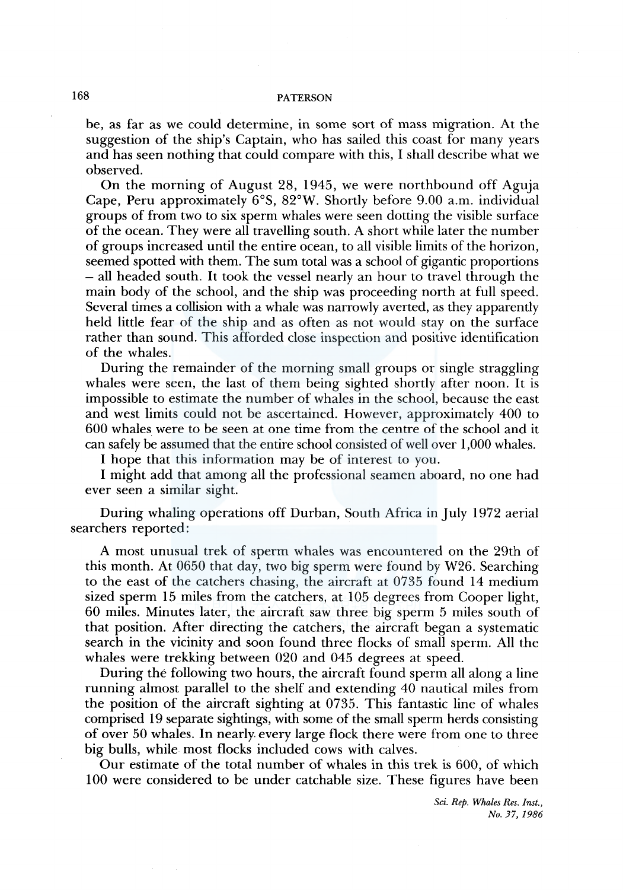be, as far as we could determine, in some sort of mass migration. At the suggestion of the ship's Captain, who has sailed this coast for many years and has seen nothing that could compare with this, I shall describe what we observed.

On the morning of August 28, 1945, we were northbound off Aguja Cape, Peru approximately 6°S, 82°W. Shortly before 9.00 a.m. individual groups of from two to six sperm whales were seen dotting the visible surface of the ocean. They were all travelling south. A short while later the number of groups increased until the entire ocean, to all visible limits of the horizon, seemed spotted with them. The sum total was a school of gigantic proportions – all headed south. It took the vessel nearly an hour to travel through the main body of the school, and the ship was proceeding north at full speed. Several times a collision with a whale was narrowly averted, as they apparently held little fear of the ship and as often as not would stay on the surface rather than sound. This afforded close inspection and positive identification of the whales.

During the remainder of the morning small groups or single straggling whales were seen, the last of them being sighted shortly after noon. It is impossible to estimate the number of whales in the school, because the east and west limits could not be ascertained. However, approximately 400 to 600 whales were to be seen at one time from the centre of the school and it can safely be assumed that the entire school consisted of well over 1,000 whales.

I hope that this information may be of interest to you.

I might add that among all the professional seamen aboard, no one had ever seen a similar sight.

During whaling operations off Durban, South Africa in July 1972 aerial searchers reported:

A most unusual trek of sperm whales was encountered on the 29th of this month. At 0650 that day, two big sperm were found by W26. Searching to the east of the catchers chasing, the aircraft at 0735 found 14 medium sized sperm 15 miles from the catchers, at 105 degrees from Cooper light, 60 miles. Minutes later, the aircraft saw three big sperm 5 miles south of that position. After directing the catchers, the aircraft began a systematic search in the vicinity and soon found three flocks of small sperm. All the whales were trekking between 020 and 045 degrees at speed.

During the following two hours, the aircraft found sperm all along a line running almost parallel to the shelf and extending 40 nautical miles from the position of the aircraft sighting at 0735. This fantastic line of whales comprised 19 separate sightings, with some of the small sperm herds consisting of over 50 whales. In nearly every large flock there were from one to three big bulls, while most flocks included cows with calves.

Our estimate of the total number of whales in this trek is 600, of which 100 were considered to be under catchable size. These figures have been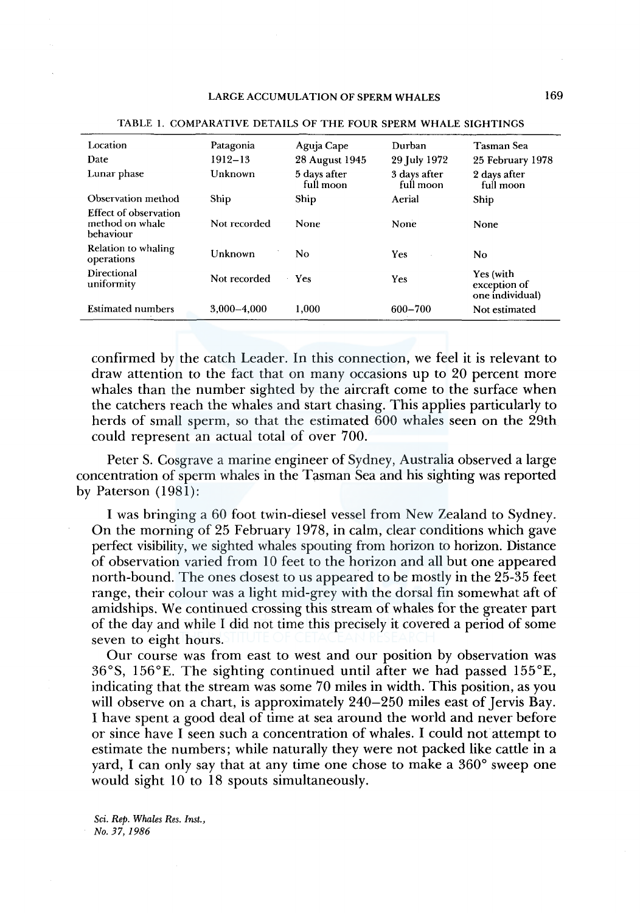TABLE 1. COMPARATIVE DETAILS OF THE FOUR SPERM WHALE SIGHTINGS

| Location | Patagonia | Aguja Cape | Durban | Tasman Sea |
|---|---|---|---|---|
| Date | 1912–13 | 28 August 1945 | 29 July 1972 | 25 February 1978 |
| Lunar phase | Unknown | 5 days after full moon | 3 days after full moon | 2 days after full moon |
| Observation method | Ship | Ship | Aerial | Ship |
| Effect of observation method on whale behaviour | Not recorded | None | None | None |
| Relation to whaling operations | Unknown | No | Yes | No |
| Directional uniformity | Not recorded | Yes | Yes | Yes (with exception of one individual) |
| Estimated numbers | 3,000–4,000 | 1,000 | 600–700 | Not estimated |

confirmed by the catch Leader. In this connection, we feel it is relevant to draw attention to the fact that on many occasions up to 20 percent more whales than the number sighted by the aircraft come to the surface when the catchers reach the whales and start chasing. This applies particularly to herds of small sperm, so that the estimated 600 whales seen on the 29th could represent an actual total of over 700.

Peter S. Cosgrave a marine engineer of Sydney, Australia observed a large concentration of sperm whales in the Tasman Sea and his sighting was reported by Paterson (1981):

> I was bringing a 60 foot twin-diesel vessel from New Zealand to Sydney. On the morning of 25 February 1978, in calm, clear conditions which gave perfect visibility, we sighted whales spouting from horizon to horizon. Distance of observation varied from 10 feet to the horizon and all but one appeared north-bound. The ones closest to us appeared to be mostly in the 25-35 feet range, their colour was a light mid-grey with the dorsal fin somewhat aft of amidships. We continued crossing this stream of whales for the greater part of the day and while I did not time this precisely it covered a period of some seven to eight hours.
>
> Our course was from east to west and our position by observation was 36°S, 156°E. The sighting continued until after we had passed 155°E, indicating that the stream was some 70 miles in width. This position, as you will observe on a chart, is approximately 240–250 miles east of Jervis Bay. I have spent a good deal of time at sea around the world and never before or since have I seen such a concentration of whales. I could not attempt to estimate the numbers; while naturally they were not packed like cattle in a yard, I can only say that at any time one chose to make a 360° sweep one would sight 10 to 18 spouts simultaneously.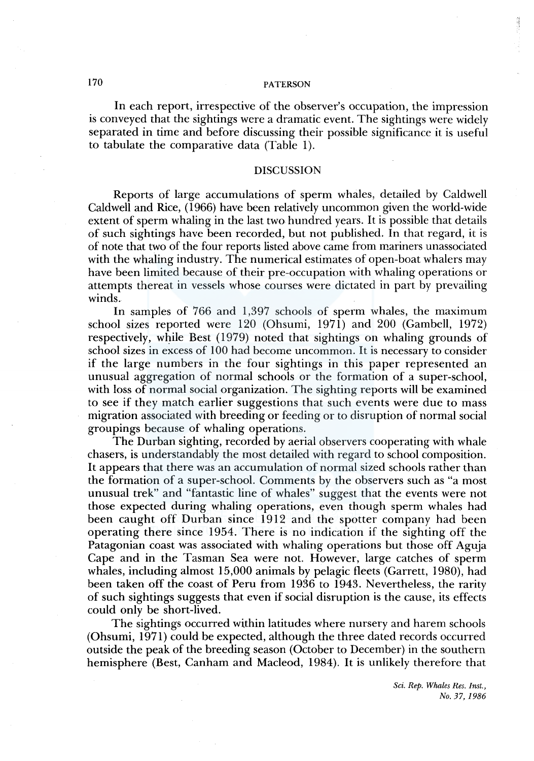In each report, irrespective of the observer's occupation, the impression is conveyed that the sightings were a dramatic event. The sightings were widely separated in time and before discussing their possible significance it is useful to tabulate the comparative data (Table 1).

## DISCUSSION

Reports of large accumulations of sperm whales, detailed by Caldwell Caldwell and Rice, (1966) have been relatively uncommon given the world-wide extent of sperm whaling in the last two hundred years. It is possible that details of such sightings have been recorded, but not published. In that regard, it is of note that two of the four reports listed above came from mariners unassociated with the whaling industry. The numerical estimates of open-boat whalers may have been limited because of their pre-occupation with whaling operations or attempts thereat in vessels whose courses were dictated in part by prevailing winds.

In samples of 766 and 1,397 schools of sperm whales, the maximum school sizes reported were 120 (Ohsumi, 1971) and 200 (Gambell, 1972) respectively, while Best (1979) noted that sightings on whaling grounds of school sizes in excess of 100 had become uncommon. It is necessary to consider if the large numbers in the four sightings in this paper represented an unusual aggregation of normal schools or the formation of a super-school, with loss of normal social organization. The sighting reports will be examined to see if they match earlier suggestions that such events were due to mass migration associated with breeding or feeding or to disruption of normal social groupings because of whaling operations.

The Durban sighting, recorded by aerial observers cooperating with whale chasers, is understandably the most detailed with regard to school composition. It appears that there was an accumulation of normal sized schools rather than the formation of a super-school. Comments by the observers such as "a most unusual trek" and "fantastic line of whales" suggest that the events were not those expected during whaling operations, even though sperm whales had been caught off Durban since 1912 and the spotter company had been operating there since 1954. There is no indication if the sighting off the Patagonian coast was associated with whaling operations but those off Aguja Cape and in the Tasman Sea were not. However, large catches of sperm whales, including almost 15,000 animals by pelagic fleets (Garrett, 1980), had been taken off the coast of Peru from 1936 to 1943. Nevertheless, the rarity of such sightings suggests that even if social disruption is the cause, its effects could only be short-lived.

The sightings occurred within latitudes where nursery and harem schools (Ohsumi, 1971) could be expected, although the three dated records occurred outside the peak of the breeding season (October to December) in the southern hemisphere (Best, Canham and Macleod, 1984). It is unlikely therefore that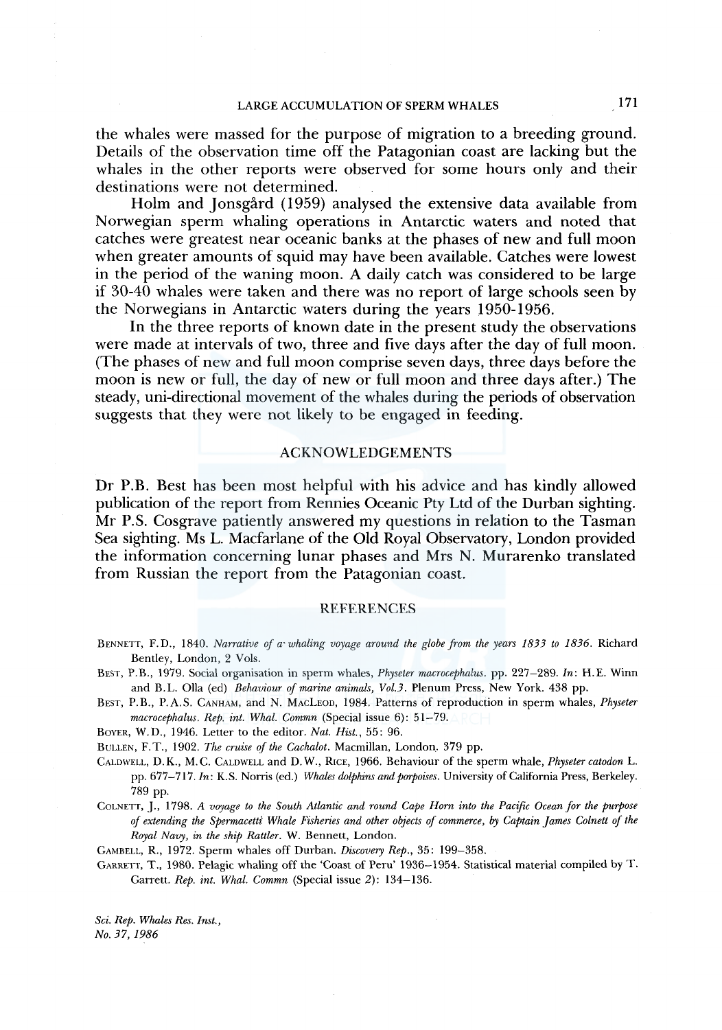the whales were massed for the purpose of migration to a breeding ground. Details of the observation time off the Patagonian coast are lacking but the whales in the other reports were observed for some hours only and their destinations were not determined.

Holm and Jonsgård (1959) analysed the extensive data available from Norwegian sperm whaling operations in Antarctic waters and noted that catches were greatest near oceanic banks at the phases of new and full moon when greater amounts of squid may have been available. Catches were lowest in the period of the waning moon. A daily catch was considered to be large if 30-40 whales were taken and there was no report of large schools seen by the Norwegians in Antarctic waters during the years 1950-1956.

In the three reports of known date in the present study the observations were made at intervals of two, three and five days after the day of full moon. (The phases of new and full moon comprise seven days, three days before the moon is new or full, the day of new or full moon and three days after.) The steady, uni-directional movement of the whales during the periods of observation suggests that they were not likely to be engaged in feeding.

## ACKNOWLEDGEMENTS

Dr P.B. Best has been most helpful with his advice and has kindly allowed publication of the report from Rennies Oceanic Pty Ltd of the Durban sighting. Mr P.S. Cosgrave patiently answered my questions in relation to the Tasman Sea sighting. Ms L. Macfarlane of the Old Royal Observatory, London provided the information concerning lunar phases and Mrs N. Murarenko translated from Russian the report from the Patagonian coast.

## REFERENCES

Bennett, F.D., 1840. *Narrative of a whaling voyage around the globe from the years 1833 to 1836*. Richard Bentley, London, 2 Vols.

Best, P.B., 1979. Social organisation in sperm whales, *Physeter macrocephalus*. pp. 227–289. *In*: H.E. Winn and B.L. Olla (ed) *Behaviour of marine animals, Vol.3*. Plenum Press, New York. 438 pp.

Best, P.B., P.A.S. Canham, and N. MacLeod, 1984. Patterns of reproduction in sperm whales, *Physeter macrocephalus*. *Rep. int. Whal. Commn* (Special issue 6): 51–79.

Boyer, W.D., 1946. Letter to the editor. *Nat. Hist.*, 55: 96.

Bullen, F.T., 1902. *The cruise of the Cachalot*. Macmillan, London. 379 pp.

Caldwell, D.K., M.C. Caldwell and D.W., Rice, 1966. Behaviour of the sperm whale, *Physeter catodon* L. pp. 677–717. *In*: K.S. Norris (ed.) *Whales dolphins and porpoises*. University of California Press, Berkeley. 789 pp.

Colnett, J., 1798. *A voyage to the South Atlantic and round Cape Horn into the Pacific Ocean for the purpose of extending the Spermacetti Whale Fisheries and other objects of commerce, by Captain James Colnett of the Royal Navy, in the ship Rattler*. W. Bennett, London.

Gambell, R., 1972. Sperm whales off Durban. *Discovery Rep.*, 35: 199–358.

Garrett, T., 1980. Pelagic whaling off the 'Coast of Peru' 1936–1954. Statistical material compiled by T. Garrett. *Rep. int. Whal. Commn* (Special issue 2): 134–136.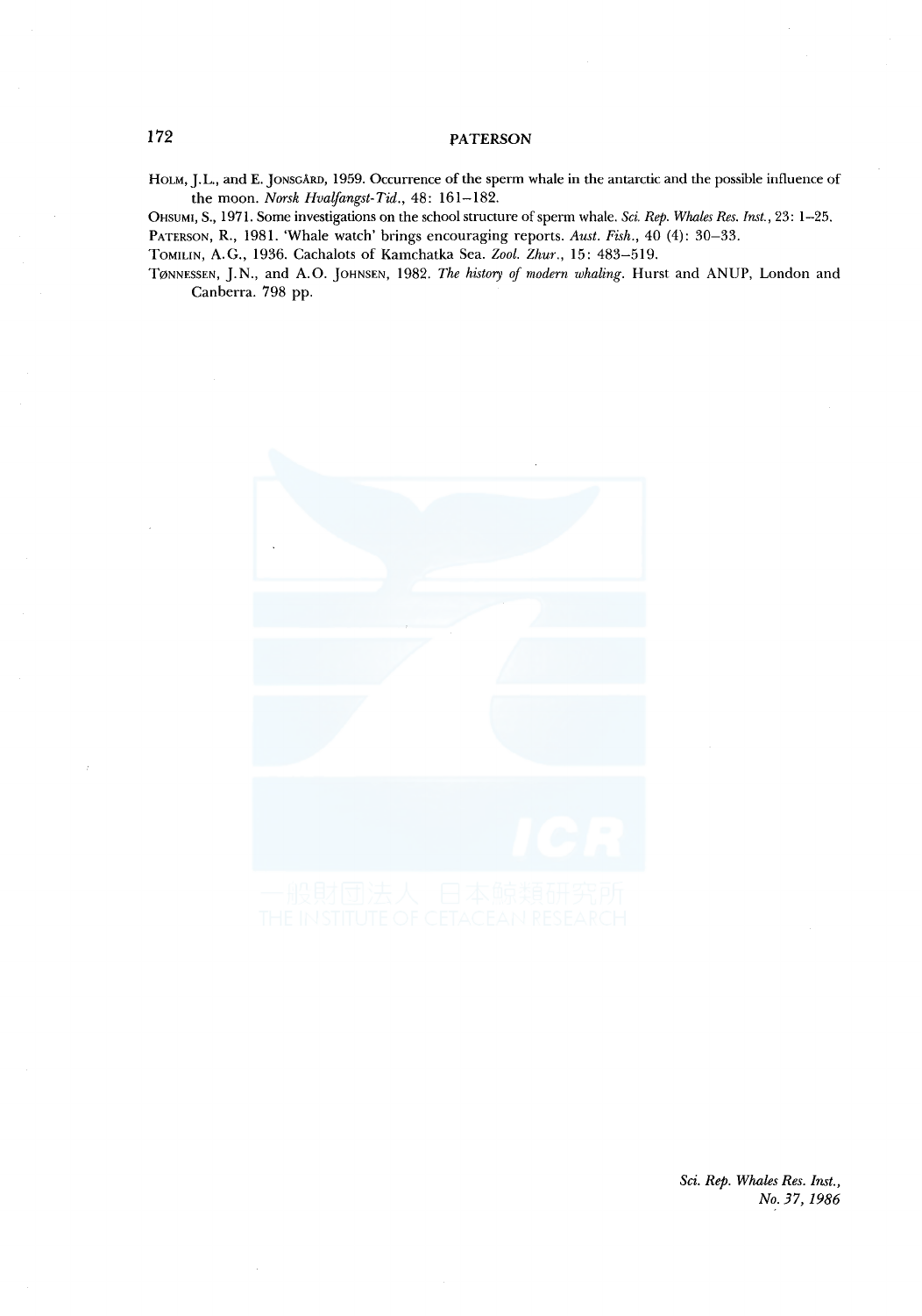Holm, J.L., and E. Jonsgård, 1959. Occurrence of the sperm whale in the antarctic and the possible influence of the moon. *Norsk Hvalfangst-Tid.*, 48: 161–182.

Ohsumi, S., 1971. Some investigations on the school structure of sperm whale. *Sci. Rep. Whales Res. Inst.*, 23: 1–25.

Paterson, R., 1981. 'Whale watch' brings encouraging reports. *Aust. Fish.*, 40 (4): 30–33.

Tomilin, A.G., 1936. Cachalots of Kamchatka Sea. *Zool. Zhur.*, 15: 483–519.

Tønnessen, J.N., and A.O. Johnsen, 1982. *The history of modern whaling*. Hurst and ANUP, London and Canberra. 798 pp.